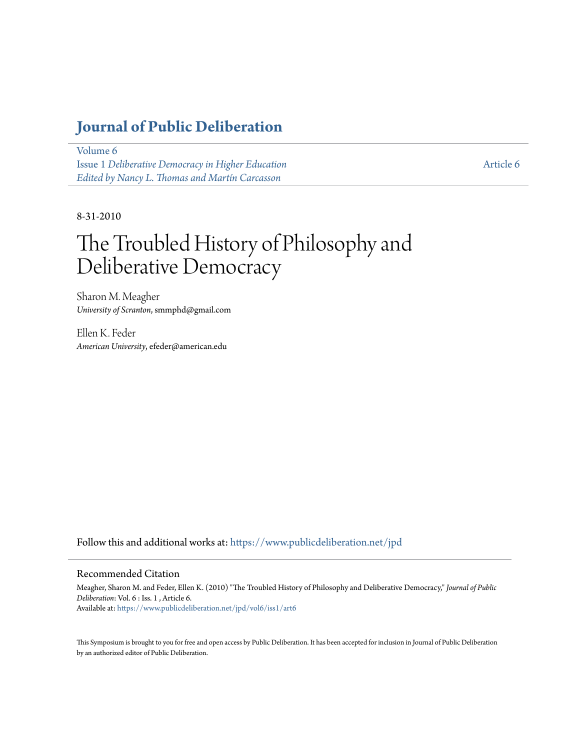# Journal of Public Deliberation

Volume 6
Issue 1 *Deliberative Democracy in Higher Education*
*Edited by Nancy L. Thomas and Martín Carcasson*

Article 6

8-31-2010

# The Troubled History of Philosophy and Deliberative Democracy

Sharon M. Meagher
*University of Scranton*, smmphd@gmail.com

Ellen K. Feder
*American University*, efeder@american.edu

Follow this and additional works at: https://www.publicdeliberation.net/jpd

## Recommended Citation

Meagher, Sharon M. and Feder, Ellen K. (2010) "The Troubled History of Philosophy and Deliberative Democracy," *Journal of Public Deliberation*: Vol. 6 : Iss. 1 , Article 6.
Available at: https://www.publicdeliberation.net/jpd/vol6/iss1/art6

This Symposium is brought to you for free and open access by Public Deliberation. It has been accepted for inclusion in Journal of Public Deliberation by an authorized editor of Public Deliberation.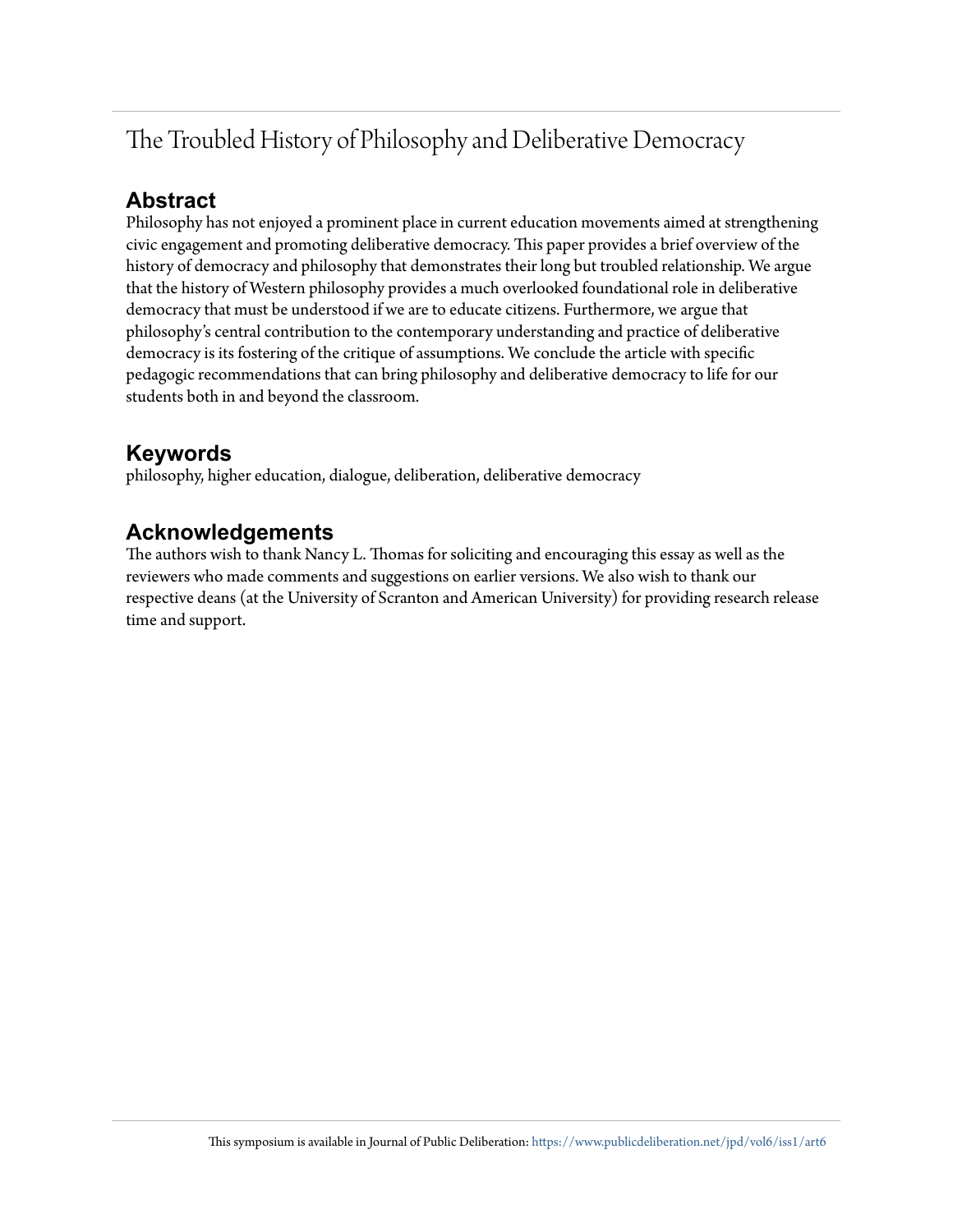# The Troubled History of Philosophy and Deliberative Democracy

## Abstract

Philosophy has not enjoyed a prominent place in current education movements aimed at strengthening civic engagement and promoting deliberative democracy. This paper provides a brief overview of the history of democracy and philosophy that demonstrates their long but troubled relationship. We argue that the history of Western philosophy provides a much overlooked foundational role in deliberative democracy that must be understood if we are to educate citizens. Furthermore, we argue that philosophy's central contribution to the contemporary understanding and practice of deliberative democracy is its fostering of the critique of assumptions. We conclude the article with specific pedagogic recommendations that can bring philosophy and deliberative democracy to life for our students both in and beyond the classroom.

## Keywords

philosophy, higher education, dialogue, deliberation, deliberative democracy

## Acknowledgements

The authors wish to thank Nancy L. Thomas for soliciting and encouraging this essay as well as the reviewers who made comments and suggestions on earlier versions. We also wish to thank our respective deans (at the University of Scranton and American University) for providing research release time and support.

This symposium is available in Journal of Public Deliberation: https://www.publicdeliberation.net/jpd/vol6/iss1/art6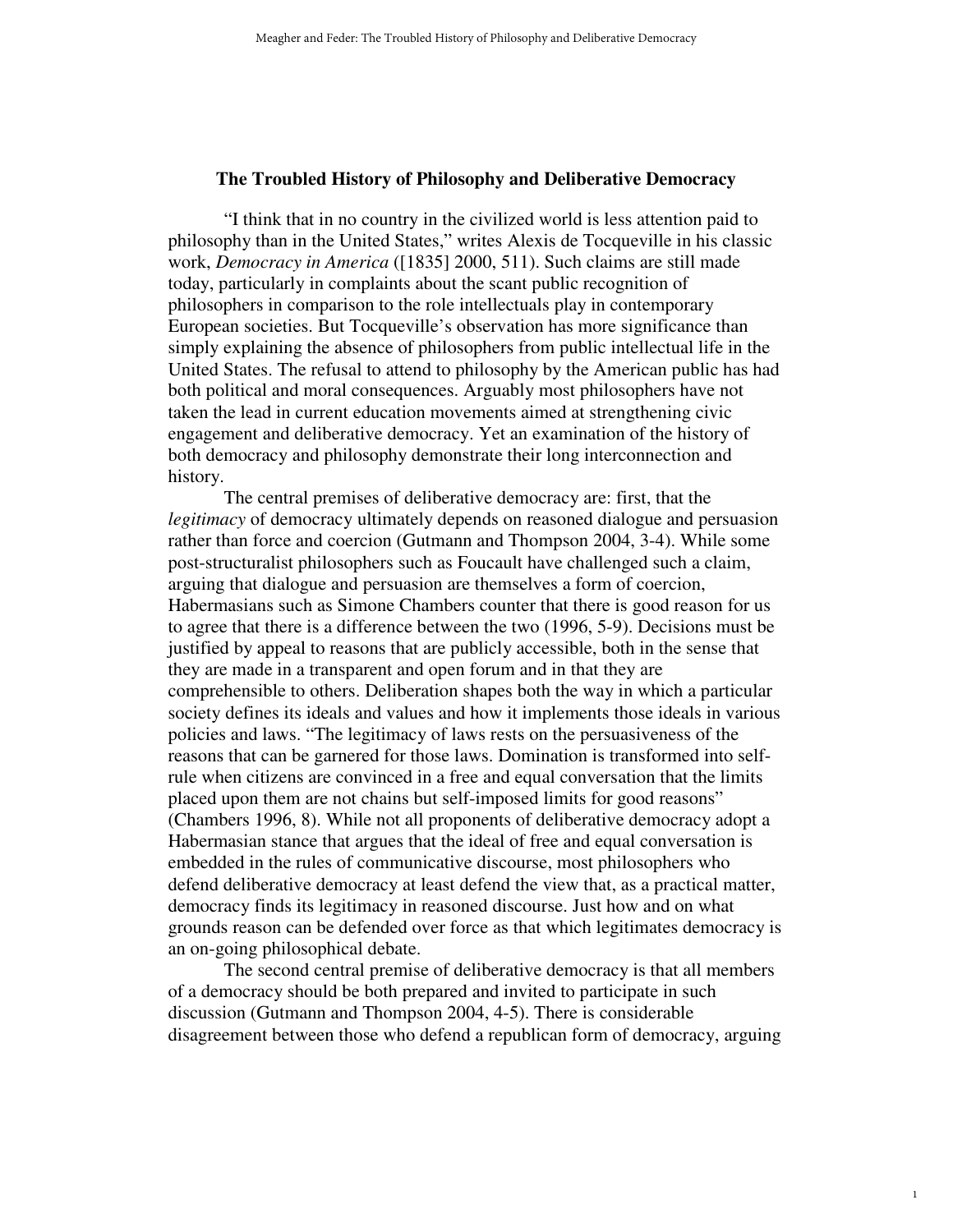## The Troubled History of Philosophy and Deliberative Democracy

"I think that in no country in the civilized world is less attention paid to philosophy than in the United States," writes Alexis de Tocqueville in his classic work, *Democracy in America* ([1835] 2000, 511). Such claims are still made today, particularly in complaints about the scant public recognition of philosophers in comparison to the role intellectuals play in contemporary European societies. But Tocqueville's observation has more significance than simply explaining the absence of philosophers from public intellectual life in the United States. The refusal to attend to philosophy by the American public has had both political and moral consequences. Arguably most philosophers have not taken the lead in current education movements aimed at strengthening civic engagement and deliberative democracy. Yet an examination of the history of both democracy and philosophy demonstrate their long interconnection and history.

The central premises of deliberative democracy are: first, that the *legitimacy* of democracy ultimately depends on reasoned dialogue and persuasion rather than force and coercion (Gutmann and Thompson 2004, 3-4). While some post-structuralist philosophers such as Foucault have challenged such a claim, arguing that dialogue and persuasion are themselves a form of coercion, Habermasians such as Simone Chambers counter that there is good reason for us to agree that there is a difference between the two (1996, 5-9). Decisions must be justified by appeal to reasons that are publicly accessible, both in the sense that they are made in a transparent and open forum and in that they are comprehensible to others. Deliberation shapes both the way in which a particular society defines its ideals and values and how it implements those ideals in various policies and laws. "The legitimacy of laws rests on the persuasiveness of the reasons that can be garnered for those laws. Domination is transformed into self-rule when citizens are convinced in a free and equal conversation that the limits placed upon them are not chains but self-imposed limits for good reasons" (Chambers 1996, 8). While not all proponents of deliberative democracy adopt a Habermasian stance that argues that the ideal of free and equal conversation is embedded in the rules of communicative discourse, most philosophers who defend deliberative democracy at least defend the view that, as a practical matter, democracy finds its legitimacy in reasoned discourse. Just how and on what grounds reason can be defended over force as that which legitimates democracy is an on-going philosophical debate.

The second central premise of deliberative democracy is that all members of a democracy should be both prepared and invited to participate in such discussion (Gutmann and Thompson 2004, 4-5). There is considerable disagreement between those who defend a republican form of democracy, arguing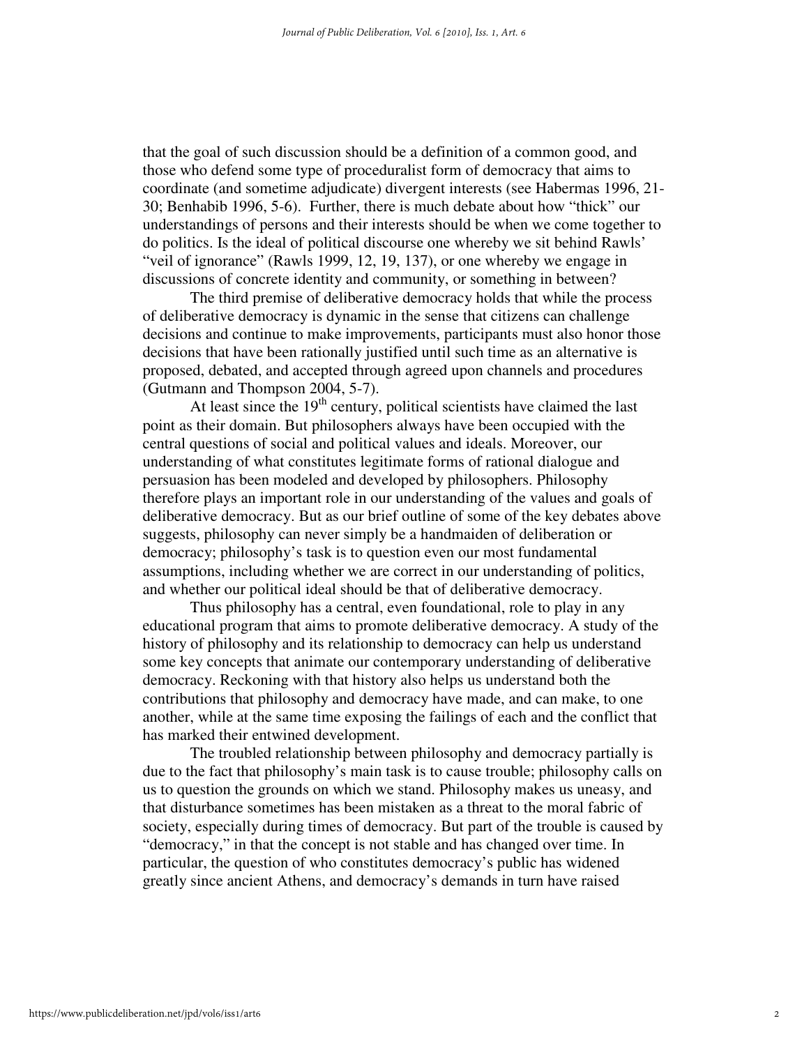that the goal of such discussion should be a definition of a common good, and those who defend some type of proceduralist form of democracy that aims to coordinate (and sometime adjudicate) divergent interests (see Habermas 1996, 21-30; Benhabib 1996, 5-6). Further, there is much debate about how "thick" our understandings of persons and their interests should be when we come together to do politics. Is the ideal of political discourse one whereby we sit behind Rawls' "veil of ignorance" (Rawls 1999, 12, 19, 137), or one whereby we engage in discussions of concrete identity and community, or something in between?

The third premise of deliberative democracy holds that while the process of deliberative democracy is dynamic in the sense that citizens can challenge decisions and continue to make improvements, participants must also honor those decisions that have been rationally justified until such time as an alternative is proposed, debated, and accepted through agreed upon channels and procedures (Gutmann and Thompson 2004, 5-7).

At least since the 19th century, political scientists have claimed the last point as their domain. But philosophers always have been occupied with the central questions of social and political values and ideals. Moreover, our understanding of what constitutes legitimate forms of rational dialogue and persuasion has been modeled and developed by philosophers. Philosophy therefore plays an important role in our understanding of the values and goals of deliberative democracy. But as our brief outline of some of the key debates above suggests, philosophy can never simply be a handmaiden of deliberation or democracy; philosophy's task is to question even our most fundamental assumptions, including whether we are correct in our understanding of politics, and whether our political ideal should be that of deliberative democracy.

Thus philosophy has a central, even foundational, role to play in any educational program that aims to promote deliberative democracy. A study of the history of philosophy and its relationship to democracy can help us understand some key concepts that animate our contemporary understanding of deliberative democracy. Reckoning with that history also helps us understand both the contributions that philosophy and democracy have made, and can make, to one another, while at the same time exposing the failings of each and the conflict that has marked their entwined development.

The troubled relationship between philosophy and democracy partially is due to the fact that philosophy's main task is to cause trouble; philosophy calls on us to question the grounds on which we stand. Philosophy makes us uneasy, and that disturbance sometimes has been mistaken as a threat to the moral fabric of society, especially during times of democracy. But part of the trouble is caused by "democracy," in that the concept is not stable and has changed over time. In particular, the question of who constitutes democracy's public has widened greatly since ancient Athens, and democracy's demands in turn have raised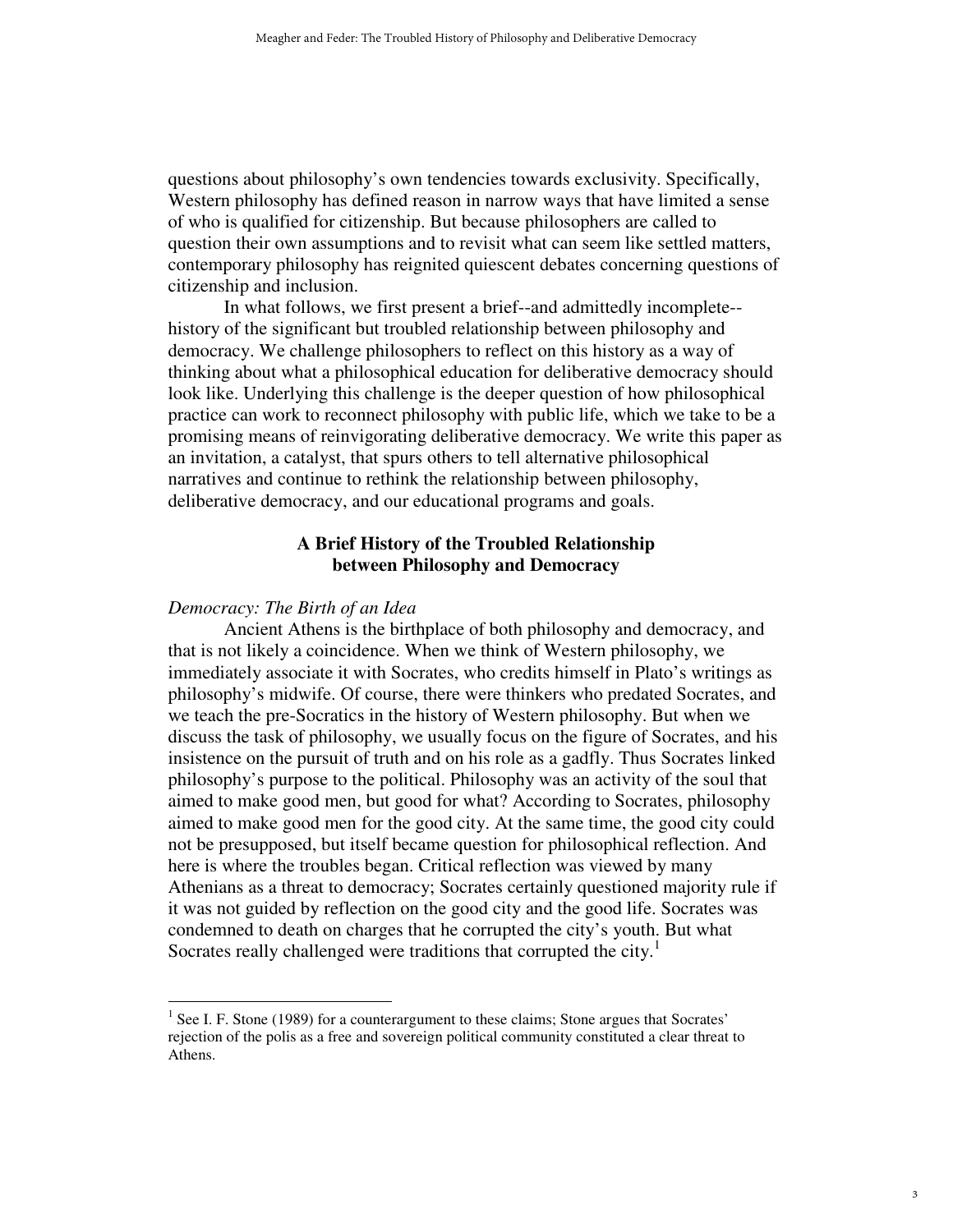questions about philosophy's own tendencies towards exclusivity. Specifically, Western philosophy has defined reason in narrow ways that have limited a sense of who is qualified for citizenship. But because philosophers are called to question their own assumptions and to revisit what can seem like settled matters, contemporary philosophy has reignited quiescent debates concerning questions of citizenship and inclusion.

In what follows, we first present a brief--and admittedly incomplete--history of the significant but troubled relationship between philosophy and democracy. We challenge philosophers to reflect on this history as a way of thinking about what a philosophical education for deliberative democracy should look like. Underlying this challenge is the deeper question of how philosophical practice can work to reconnect philosophy with public life, which we take to be a promising means of reinvigorating deliberative democracy. We write this paper as an invitation, a catalyst, that spurs others to tell alternative philosophical narratives and continue to rethink the relationship between philosophy, deliberative democracy, and our educational programs and goals.

## A Brief History of the Troubled Relationship between Philosophy and Democracy

### *Democracy: The Birth of an Idea*

Ancient Athens is the birthplace of both philosophy and democracy, and that is not likely a coincidence. When we think of Western philosophy, we immediately associate it with Socrates, who credits himself in Plato's writings as philosophy's midwife. Of course, there were thinkers who predated Socrates, and we teach the pre-Socratics in the history of Western philosophy. But when we discuss the task of philosophy, we usually focus on the figure of Socrates, and his insistence on the pursuit of truth and on his role as a gadfly. Thus Socrates linked philosophy's purpose to the political. Philosophy was an activity of the soul that aimed to make good men, but good for what? According to Socrates, philosophy aimed to make good men for the good city. At the same time, the good city could not be presupposed, but itself became question for philosophical reflection. And here is where the troubles began. Critical reflection was viewed by many Athenians as a threat to democracy; Socrates certainly questioned majority rule if it was not guided by reflection on the good city and the good life. Socrates was condemned to death on charges that he corrupted the city's youth. But what Socrates really challenged were traditions that corrupted the city.[1]

---

[1] See I. F. Stone (1989) for a counterargument to these claims; Stone argues that Socrates' rejection of the polis as a free and sovereign political community constituted a clear threat to Athens.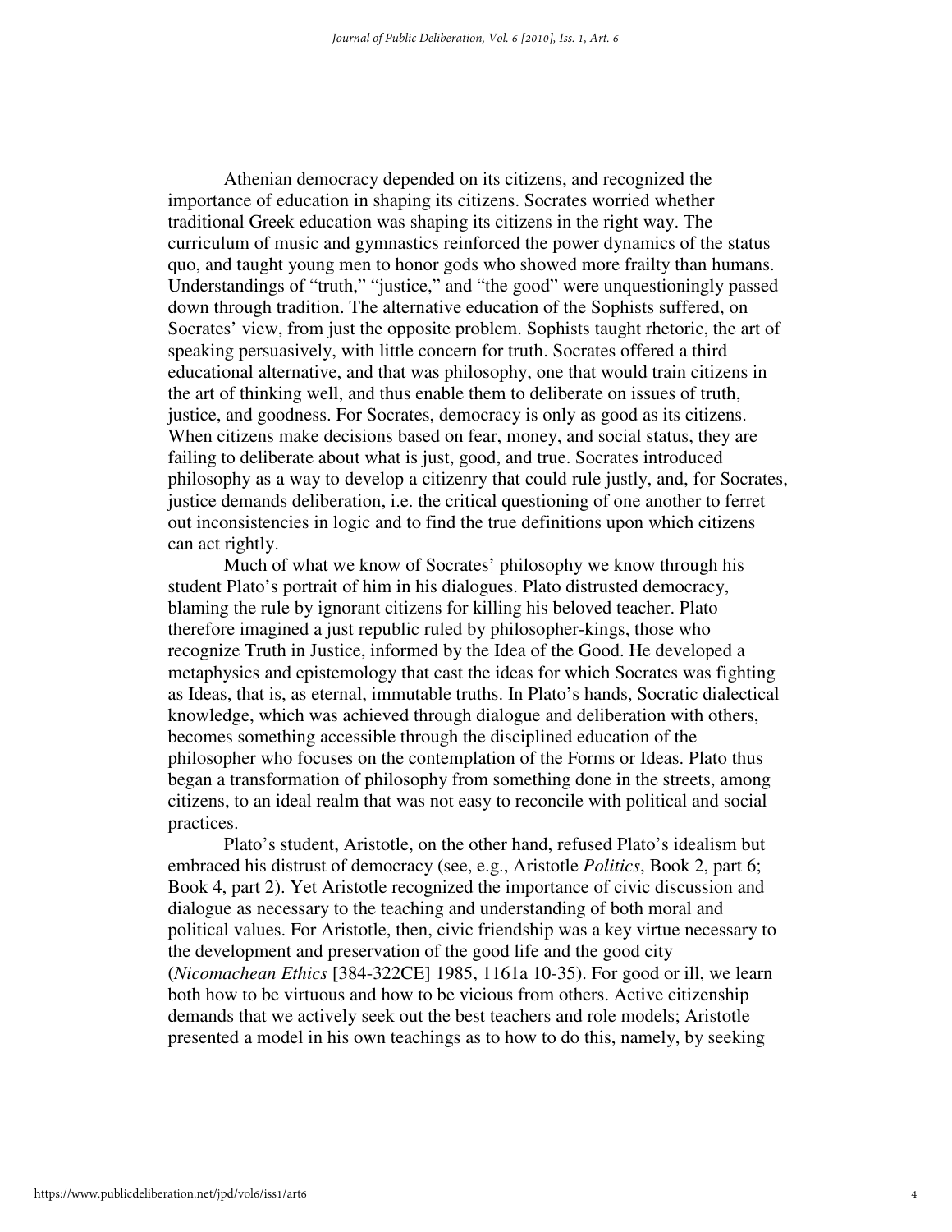Athenian democracy depended on its citizens, and recognized the importance of education in shaping its citizens. Socrates worried whether traditional Greek education was shaping its citizens in the right way. The curriculum of music and gymnastics reinforced the power dynamics of the status quo, and taught young men to honor gods who showed more frailty than humans. Understandings of "truth," "justice," and "the good" were unquestioningly passed down through tradition. The alternative education of the Sophists suffered, on Socrates' view, from just the opposite problem. Sophists taught rhetoric, the art of speaking persuasively, with little concern for truth. Socrates offered a third educational alternative, and that was philosophy, one that would train citizens in the art of thinking well, and thus enable them to deliberate on issues of truth, justice, and goodness. For Socrates, democracy is only as good as its citizens. When citizens make decisions based on fear, money, and social status, they are failing to deliberate about what is just, good, and true. Socrates introduced philosophy as a way to develop a citizenry that could rule justly, and, for Socrates, justice demands deliberation, i.e. the critical questioning of one another to ferret out inconsistencies in logic and to find the true definitions upon which citizens can act rightly.

Much of what we know of Socrates' philosophy we know through his student Plato's portrait of him in his dialogues. Plato distrusted democracy, blaming the rule by ignorant citizens for killing his beloved teacher. Plato therefore imagined a just republic ruled by philosopher-kings, those who recognize Truth in Justice, informed by the Idea of the Good. He developed a metaphysics and epistemology that cast the ideas for which Socrates was fighting as Ideas, that is, as eternal, immutable truths. In Plato's hands, Socratic dialectical knowledge, which was achieved through dialogue and deliberation with others, becomes something accessible through the disciplined education of the philosopher who focuses on the contemplation of the Forms or Ideas. Plato thus began a transformation of philosophy from something done in the streets, among citizens, to an ideal realm that was not easy to reconcile with political and social practices.

Plato's student, Aristotle, on the other hand, refused Plato's idealism but embraced his distrust of democracy (see, e.g., Aristotle *Politics*, Book 2, part 6; Book 4, part 2). Yet Aristotle recognized the importance of civic discussion and dialogue as necessary to the teaching and understanding of both moral and political values. For Aristotle, then, civic friendship was a key virtue necessary to the development and preservation of the good life and the good city (*Nicomachean Ethics* [384-322CE] 1985, 1161a 10-35). For good or ill, we learn both how to be virtuous and how to be vicious from others. Active citizenship demands that we actively seek out the best teachers and role models; Aristotle presented a model in his own teachings as to how to do this, namely, by seeking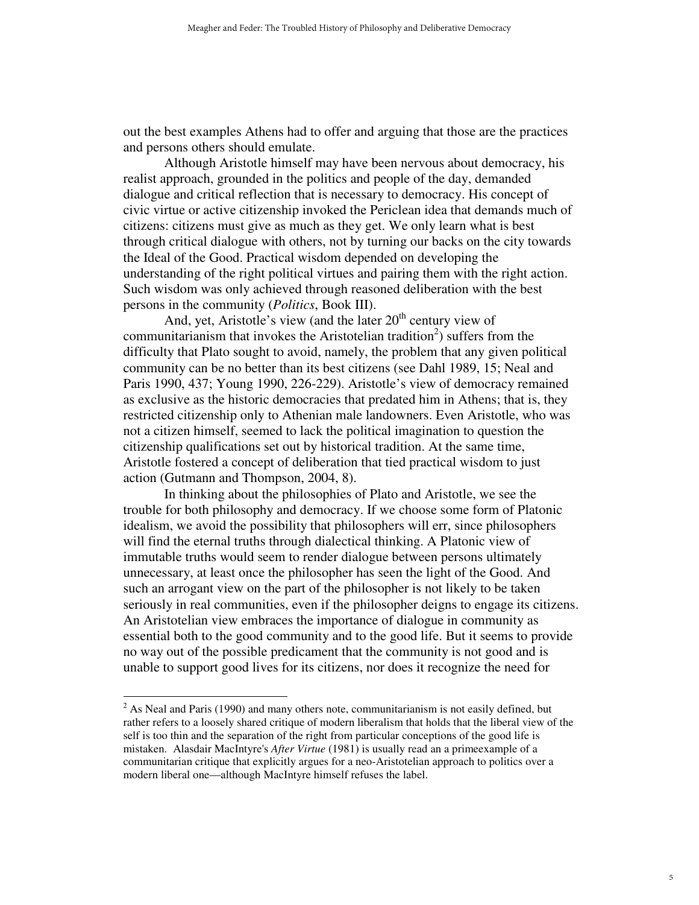out the best examples Athens had to offer and arguing that those are the practices and persons others should emulate.

Although Aristotle himself may have been nervous about democracy, his realist approach, grounded in the politics and people of the day, demanded dialogue and critical reflection that is necessary to democracy. His concept of civic virtue or active citizenship invoked the Periclean idea that demands much of citizens: citizens must give as much as they get. We only learn what is best through critical dialogue with others, not by turning our backs on the city towards the Ideal of the Good. Practical wisdom depended on developing the understanding of the right political virtues and pairing them with the right action. Such wisdom was only achieved through reasoned deliberation with the best persons in the community (*Politics*, Book III).

And, yet, Aristotle's view (and the later 20th century view of communitarianism that invokes the Aristotelian tradition[2]) suffers from the difficulty that Plato sought to avoid, namely, the problem that any given political community can be no better than its best citizens (see Dahl 1989, 15; Neal and Paris 1990, 437; Young 1990, 226-229). Aristotle's view of democracy remained as exclusive as the historic democracies that predated him in Athens; that is, they restricted citizenship only to Athenian male landowners. Even Aristotle, who was not a citizen himself, seemed to lack the political imagination to question the citizenship qualifications set out by historical tradition. At the same time, Aristotle fostered a concept of deliberation that tied practical wisdom to just action (Gutmann and Thompson, 2004, 8).

In thinking about the philosophies of Plato and Aristotle, we see the trouble for both philosophy and democracy. If we choose some form of Platonic idealism, we avoid the possibility that philosophers will err, since philosophers will find the eternal truths through dialectical thinking. A Platonic view of immutable truths would seem to render dialogue between persons ultimately unnecessary, at least once the philosopher has seen the light of the Good. And such an arrogant view on the part of the philosopher is not likely to be taken seriously in real communities, even if the philosopher deigns to engage its citizens. An Aristotelian view embraces the importance of dialogue in community as essential both to the good community and to the good life. But it seems to provide no way out of the possible predicament that the community is not good and is unable to support good lives for its citizens, nor does it recognize the need for

---

[2] As Neal and Paris (1990) and many others note, communitarianism is not easily defined, but rather refers to a loosely shared critique of modern liberalism that holds that the liberal view of the self is too thin and the separation of the right from particular conceptions of the good life is mistaken. Alasdair MacIntyre's *After Virtue* (1981) is usually read an a primeexample of a communitarian critique that explicitly argues for a neo-Aristotelian approach to politics over a modern liberal one—although MacIntyre himself refuses the label.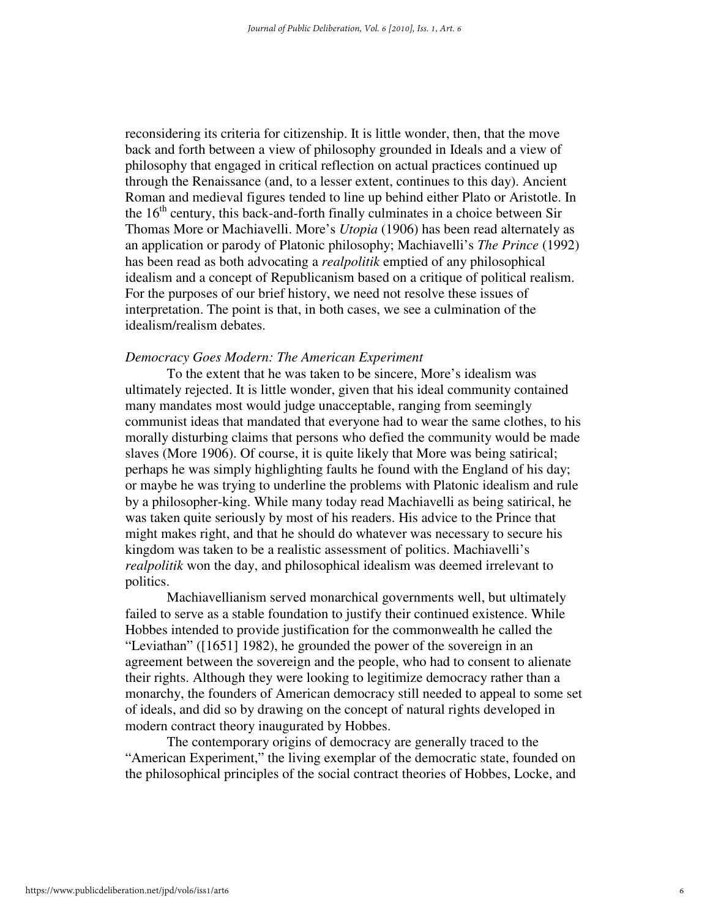reconsidering its criteria for citizenship. It is little wonder, then, that the move back and forth between a view of philosophy grounded in Ideals and a view of philosophy that engaged in critical reflection on actual practices continued up through the Renaissance (and, to a lesser extent, continues to this day). Ancient Roman and medieval figures tended to line up behind either Plato or Aristotle. In the 16th century, this back-and-forth finally culminates in a choice between Sir Thomas More or Machiavelli. More's *Utopia* (1906) has been read alternately as an application or parody of Platonic philosophy; Machiavelli's *The Prince* (1992) has been read as both advocating a *realpolitik* emptied of any philosophical idealism and a concept of Republicanism based on a critique of political realism. For the purposes of our brief history, we need not resolve these issues of interpretation. The point is that, in both cases, we see a culmination of the idealism/realism debates.

*Democracy Goes Modern: The American Experiment*

To the extent that he was taken to be sincere, More's idealism was ultimately rejected. It is little wonder, given that his ideal community contained many mandates most would judge unacceptable, ranging from seemingly communist ideas that mandated that everyone had to wear the same clothes, to his morally disturbing claims that persons who defied the community would be made slaves (More 1906). Of course, it is quite likely that More was being satirical; perhaps he was simply highlighting faults he found with the England of his day; or maybe he was trying to underline the problems with Platonic idealism and rule by a philosopher-king. While many today read Machiavelli as being satirical, he was taken quite seriously by most of his readers. His advice to the Prince that might makes right, and that he should do whatever was necessary to secure his kingdom was taken to be a realistic assessment of politics. Machiavelli's *realpolitik* won the day, and philosophical idealism was deemed irrelevant to politics.

Machiavellianism served monarchical governments well, but ultimately failed to serve as a stable foundation to justify their continued existence. While Hobbes intended to provide justification for the commonwealth he called the "Leviathan" ([1651] 1982), he grounded the power of the sovereign in an agreement between the sovereign and the people, who had to consent to alienate their rights. Although they were looking to legitimize democracy rather than a monarchy, the founders of American democracy still needed to appeal to some set of ideals, and did so by drawing on the concept of natural rights developed in modern contract theory inaugurated by Hobbes.

The contemporary origins of democracy are generally traced to the "American Experiment," the living exemplar of the democratic state, founded on the philosophical principles of the social contract theories of Hobbes, Locke, and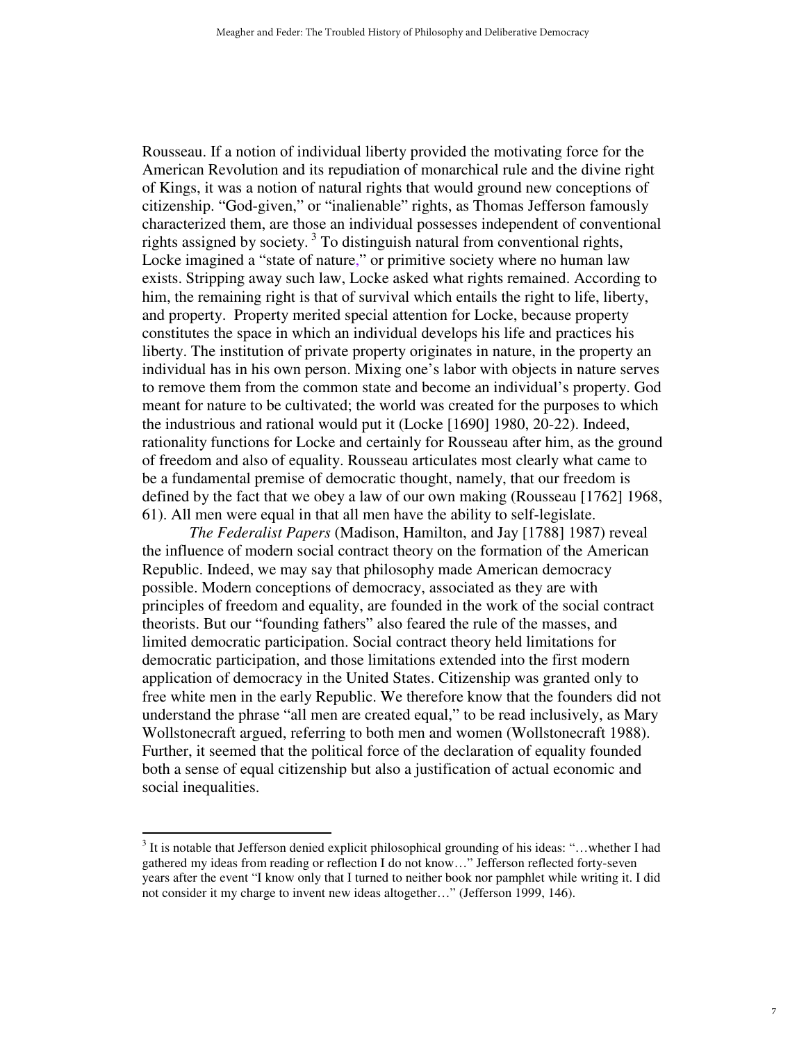Rousseau. If a notion of individual liberty provided the motivating force for the American Revolution and its repudiation of monarchical rule and the divine right of Kings, it was a notion of natural rights that would ground new conceptions of citizenship. "God-given," or "inalienable" rights, as Thomas Jefferson famously characterized them, are those an individual possesses independent of conventional rights assigned by society. [3] To distinguish natural from conventional rights, Locke imagined a "state of nature," or primitive society where no human law exists. Stripping away such law, Locke asked what rights remained. According to him, the remaining right is that of survival which entails the right to life, liberty, and property. Property merited special attention for Locke, because property constitutes the space in which an individual develops his life and practices his liberty. The institution of private property originates in nature, in the property an individual has in his own person. Mixing one's labor with objects in nature serves to remove them from the common state and become an individual's property. God meant for nature to be cultivated; the world was created for the purposes to which the industrious and rational would put it (Locke [1690] 1980, 20-22). Indeed, rationality functions for Locke and certainly for Rousseau after him, as the ground of freedom and also of equality. Rousseau articulates most clearly what came to be a fundamental premise of democratic thought, namely, that our freedom is defined by the fact that we obey a law of our own making (Rousseau [1762] 1968, 61). All men were equal in that all men have the ability to self-legislate.

*The Federalist Papers* (Madison, Hamilton, and Jay [1788] 1987) reveal the influence of modern social contract theory on the formation of the American Republic. Indeed, we may say that philosophy made American democracy possible. Modern conceptions of democracy, associated as they are with principles of freedom and equality, are founded in the work of the social contract theorists. But our "founding fathers" also feared the rule of the masses, and limited democratic participation. Social contract theory held limitations for democratic participation, and those limitations extended into the first modern application of democracy in the United States. Citizenship was granted only to free white men in the early Republic. We therefore know that the founders did not understand the phrase "all men are created equal," to be read inclusively, as Mary Wollstonecraft argued, referring to both men and women (Wollstonecraft 1988). Further, it seemed that the political force of the declaration of equality founded both a sense of equal citizenship but also a justification of actual economic and social inequalities.

---

[3] It is notable that Jefferson denied explicit philosophical grounding of his ideas: "…whether I had gathered my ideas from reading or reflection I do not know…" Jefferson reflected forty-seven years after the event "I know only that I turned to neither book nor pamphlet while writing it. I did not consider it my charge to invent new ideas altogether…" (Jefferson 1999, 146).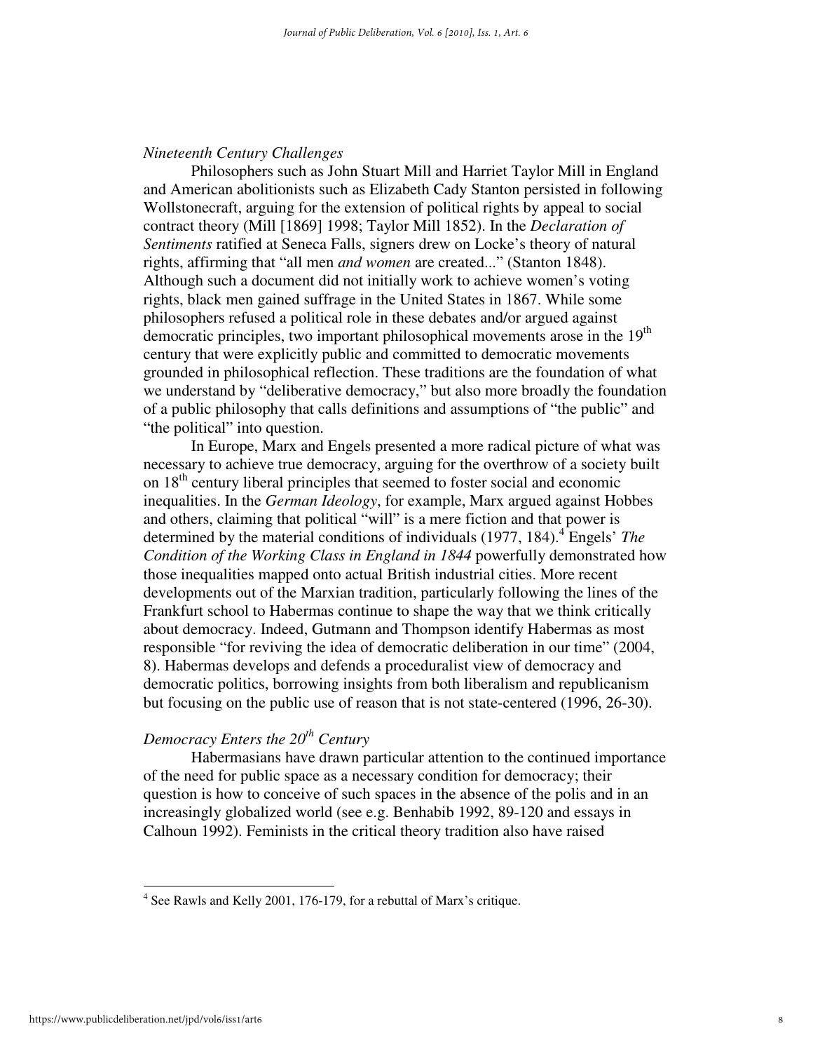### *Nineteenth Century Challenges*

Philosophers such as John Stuart Mill and Harriet Taylor Mill in England and American abolitionists such as Elizabeth Cady Stanton persisted in following Wollstonecraft, arguing for the extension of political rights by appeal to social contract theory (Mill [1869] 1998; Taylor Mill 1852). In the *Declaration of Sentiments* ratified at Seneca Falls, signers drew on Locke's theory of natural rights, affirming that "all men *and women* are created..." (Stanton 1848). Although such a document did not initially work to achieve women's voting rights, black men gained suffrage in the United States in 1867. While some philosophers refused a political role in these debates and/or argued against democratic principles, two important philosophical movements arose in the 19th century that were explicitly public and committed to democratic movements grounded in philosophical reflection. These traditions are the foundation of what we understand by "deliberative democracy," but also more broadly the foundation of a public philosophy that calls definitions and assumptions of "the public" and "the political" into question.

In Europe, Marx and Engels presented a more radical picture of what was necessary to achieve true democracy, arguing for the overthrow of a society built on 18th century liberal principles that seemed to foster social and economic inequalities. In the *German Ideology*, for example, Marx argued against Hobbes and others, claiming that political "will" is a mere fiction and that power is determined by the material conditions of individuals (1977, 184).[4] Engels' *The Condition of the Working Class in England in 1844* powerfully demonstrated how those inequalities mapped onto actual British industrial cities. More recent developments out of the Marxian tradition, particularly following the lines of the Frankfurt school to Habermas continue to shape the way that we think critically about democracy. Indeed, Gutmann and Thompson identify Habermas as most responsible "for reviving the idea of democratic deliberation in our time" (2004, 8). Habermas develops and defends a proceduralist view of democracy and democratic politics, borrowing insights from both liberalism and republicanism but focusing on the public use of reason that is not state-centered (1996, 26-30).

### *Democracy Enters the 20th Century*

Habermasians have drawn particular attention to the continued importance of the need for public space as a necessary condition for democracy; their question is how to conceive of such spaces in the absence of the polis and in an increasingly globalized world (see e.g. Benhabib 1992, 89-120 and essays in Calhoun 1992). Feminists in the critical theory tradition also have raised

---

[4] See Rawls and Kelly 2001, 176-179, for a rebuttal of Marx's critique.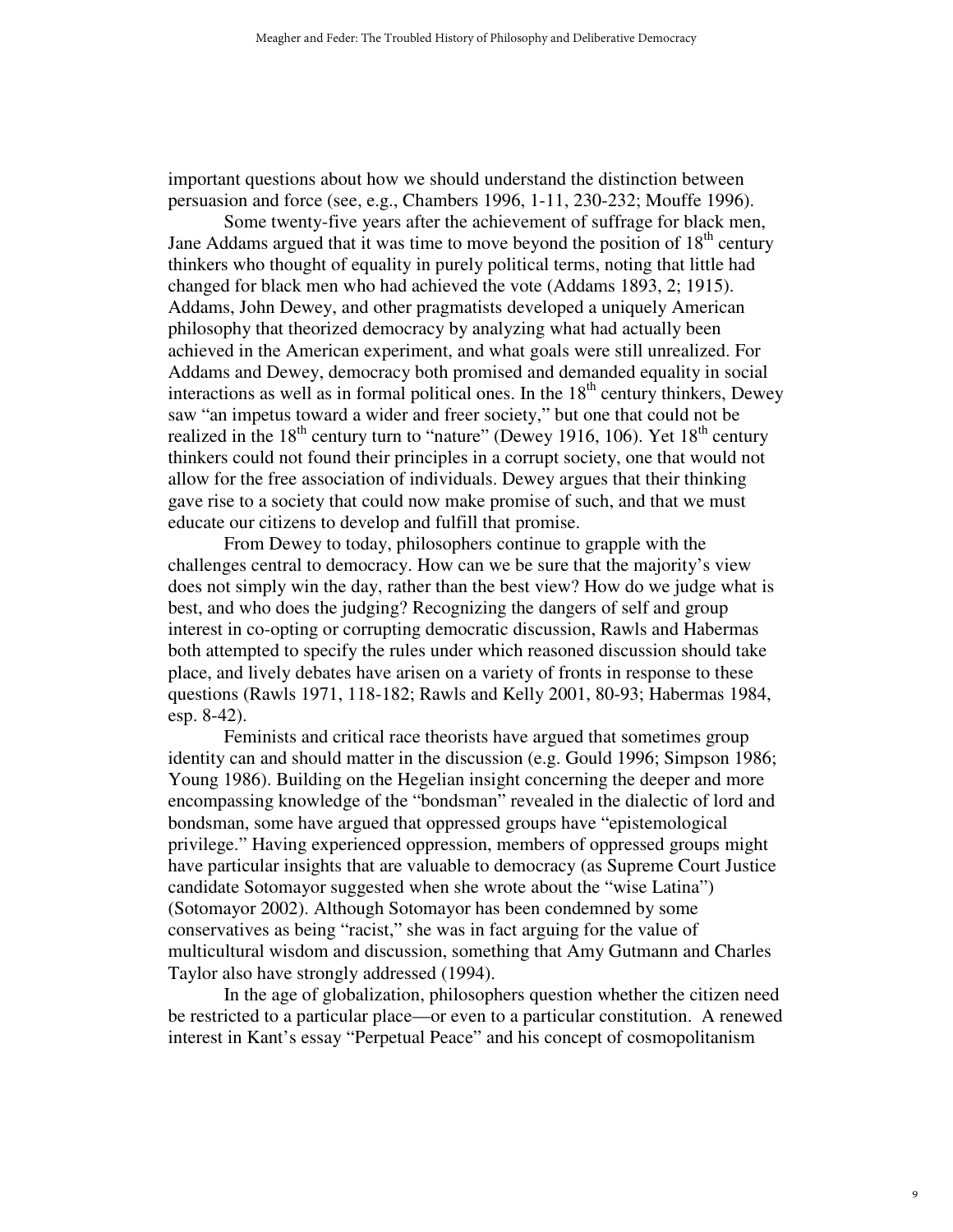important questions about how we should understand the distinction between persuasion and force (see, e.g., Chambers 1996, 1-11, 230-232; Mouffe 1996).

Some twenty-five years after the achievement of suffrage for black men, Jane Addams argued that it was time to move beyond the position of 18th century thinkers who thought of equality in purely political terms, noting that little had changed for black men who had achieved the vote (Addams 1893, 2; 1915). Addams, John Dewey, and other pragmatists developed a uniquely American philosophy that theorized democracy by analyzing what had actually been achieved in the American experiment, and what goals were still unrealized. For Addams and Dewey, democracy both promised and demanded equality in social interactions as well as in formal political ones. In the 18th century thinkers, Dewey saw "an impetus toward a wider and freer society," but one that could not be realized in the 18th century turn to "nature" (Dewey 1916, 106). Yet 18th century thinkers could not found their principles in a corrupt society, one that would not allow for the free association of individuals. Dewey argues that their thinking gave rise to a society that could now make promise of such, and that we must educate our citizens to develop and fulfill that promise.

From Dewey to today, philosophers continue to grapple with the challenges central to democracy. How can we be sure that the majority's view does not simply win the day, rather than the best view? How do we judge what is best, and who does the judging? Recognizing the dangers of self and group interest in co-opting or corrupting democratic discussion, Rawls and Habermas both attempted to specify the rules under which reasoned discussion should take place, and lively debates have arisen on a variety of fronts in response to these questions (Rawls 1971, 118-182; Rawls and Kelly 2001, 80-93; Habermas 1984, esp. 8-42).

Feminists and critical race theorists have argued that sometimes group identity can and should matter in the discussion (e.g. Gould 1996; Simpson 1986; Young 1986). Building on the Hegelian insight concerning the deeper and more encompassing knowledge of the "bondsman" revealed in the dialectic of lord and bondsman, some have argued that oppressed groups have "epistemological privilege." Having experienced oppression, members of oppressed groups might have particular insights that are valuable to democracy (as Supreme Court Justice candidate Sotomayor suggested when she wrote about the "wise Latina") (Sotomayor 2002). Although Sotomayor has been condemned by some conservatives as being "racist," she was in fact arguing for the value of multicultural wisdom and discussion, something that Amy Gutmann and Charles Taylor also have strongly addressed (1994).

In the age of globalization, philosophers question whether the citizen need be restricted to a particular place—or even to a particular constitution. A renewed interest in Kant's essay "Perpetual Peace" and his concept of cosmopolitanism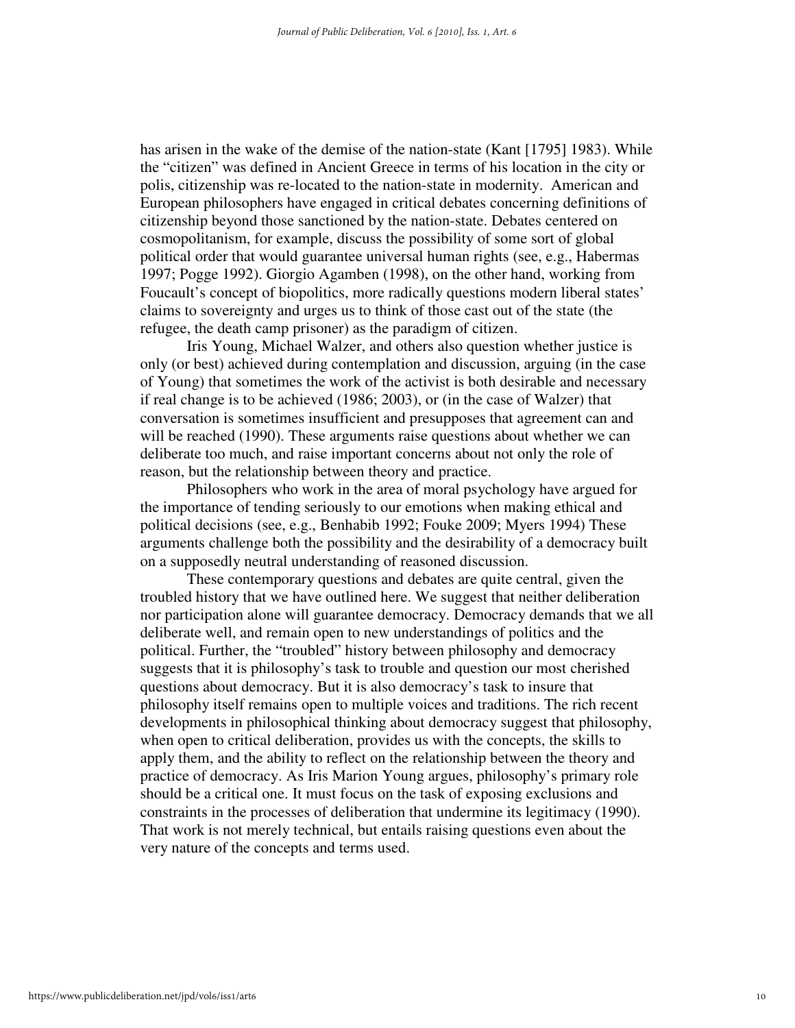has arisen in the wake of the demise of the nation-state (Kant [1795] 1983). While the "citizen" was defined in Ancient Greece in terms of his location in the city or polis, citizenship was re-located to the nation-state in modernity. American and European philosophers have engaged in critical debates concerning definitions of citizenship beyond those sanctioned by the nation-state. Debates centered on cosmopolitanism, for example, discuss the possibility of some sort of global political order that would guarantee universal human rights (see, e.g., Habermas 1997; Pogge 1992). Giorgio Agamben (1998), on the other hand, working from Foucault's concept of biopolitics, more radically questions modern liberal states' claims to sovereignty and urges us to think of those cast out of the state (the refugee, the death camp prisoner) as the paradigm of citizen.

Iris Young, Michael Walzer, and others also question whether justice is only (or best) achieved during contemplation and discussion, arguing (in the case of Young) that sometimes the work of the activist is both desirable and necessary if real change is to be achieved (1986; 2003), or (in the case of Walzer) that conversation is sometimes insufficient and presupposes that agreement can and will be reached (1990). These arguments raise questions about whether we can deliberate too much, and raise important concerns about not only the role of reason, but the relationship between theory and practice.

Philosophers who work in the area of moral psychology have argued for the importance of tending seriously to our emotions when making ethical and political decisions (see, e.g., Benhabib 1992; Fouke 2009; Myers 1994) These arguments challenge both the possibility and the desirability of a democracy built on a supposedly neutral understanding of reasoned discussion.

These contemporary questions and debates are quite central, given the troubled history that we have outlined here. We suggest that neither deliberation nor participation alone will guarantee democracy. Democracy demands that we all deliberate well, and remain open to new understandings of politics and the political. Further, the "troubled" history between philosophy and democracy suggests that it is philosophy's task to trouble and question our most cherished questions about democracy. But it is also democracy's task to insure that philosophy itself remains open to multiple voices and traditions. The rich recent developments in philosophical thinking about democracy suggest that philosophy, when open to critical deliberation, provides us with the concepts, the skills to apply them, and the ability to reflect on the relationship between the theory and practice of democracy. As Iris Marion Young argues, philosophy's primary role should be a critical one. It must focus on the task of exposing exclusions and constraints in the processes of deliberation that undermine its legitimacy (1990). That work is not merely technical, but entails raising questions even about the very nature of the concepts and terms used.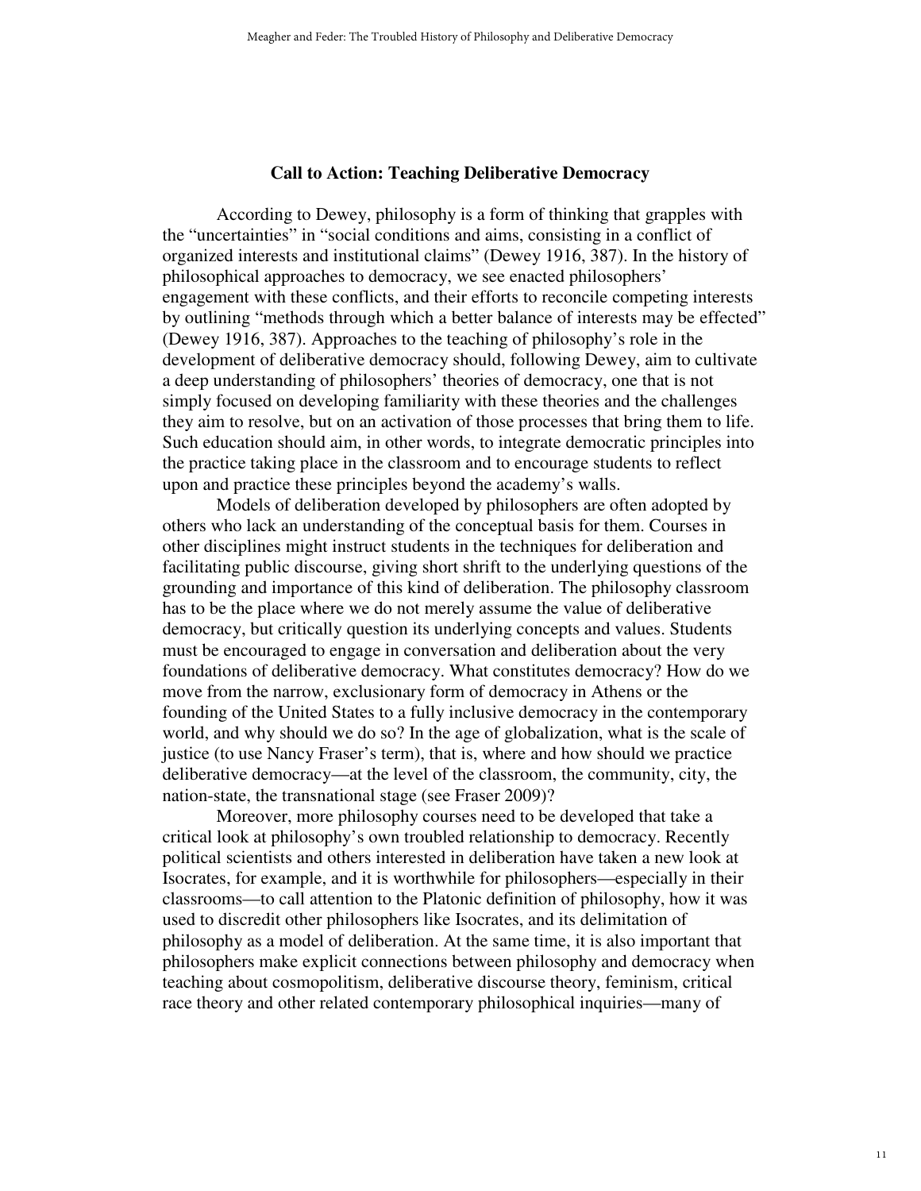## Call to Action: Teaching Deliberative Democracy

According to Dewey, philosophy is a form of thinking that grapples with the "uncertainties" in "social conditions and aims, consisting in a conflict of organized interests and institutional claims" (Dewey 1916, 387). In the history of philosophical approaches to democracy, we see enacted philosophers' engagement with these conflicts, and their efforts to reconcile competing interests by outlining "methods through which a better balance of interests may be effected" (Dewey 1916, 387). Approaches to the teaching of philosophy's role in the development of deliberative democracy should, following Dewey, aim to cultivate a deep understanding of philosophers' theories of democracy, one that is not simply focused on developing familiarity with these theories and the challenges they aim to resolve, but on an activation of those processes that bring them to life. Such education should aim, in other words, to integrate democratic principles into the practice taking place in the classroom and to encourage students to reflect upon and practice these principles beyond the academy's walls.

Models of deliberation developed by philosophers are often adopted by others who lack an understanding of the conceptual basis for them. Courses in other disciplines might instruct students in the techniques for deliberation and facilitating public discourse, giving short shrift to the underlying questions of the grounding and importance of this kind of deliberation. The philosophy classroom has to be the place where we do not merely assume the value of deliberative democracy, but critically question its underlying concepts and values. Students must be encouraged to engage in conversation and deliberation about the very foundations of deliberative democracy. What constitutes democracy? How do we move from the narrow, exclusionary form of democracy in Athens or the founding of the United States to a fully inclusive democracy in the contemporary world, and why should we do so? In the age of globalization, what is the scale of justice (to use Nancy Fraser's term), that is, where and how should we practice deliberative democracy—at the level of the classroom, the community, city, the nation-state, the transnational stage (see Fraser 2009)?

Moreover, more philosophy courses need to be developed that take a critical look at philosophy's own troubled relationship to democracy. Recently political scientists and others interested in deliberation have taken a new look at Isocrates, for example, and it is worthwhile for philosophers—especially in their classrooms—to call attention to the Platonic definition of philosophy, how it was used to discredit other philosophers like Isocrates, and its delimitation of philosophy as a model of deliberation. At the same time, it is also important that philosophers make explicit connections between philosophy and democracy when teaching about cosmopolitism, deliberative discourse theory, feminism, critical race theory and other related contemporary philosophical inquiries—many of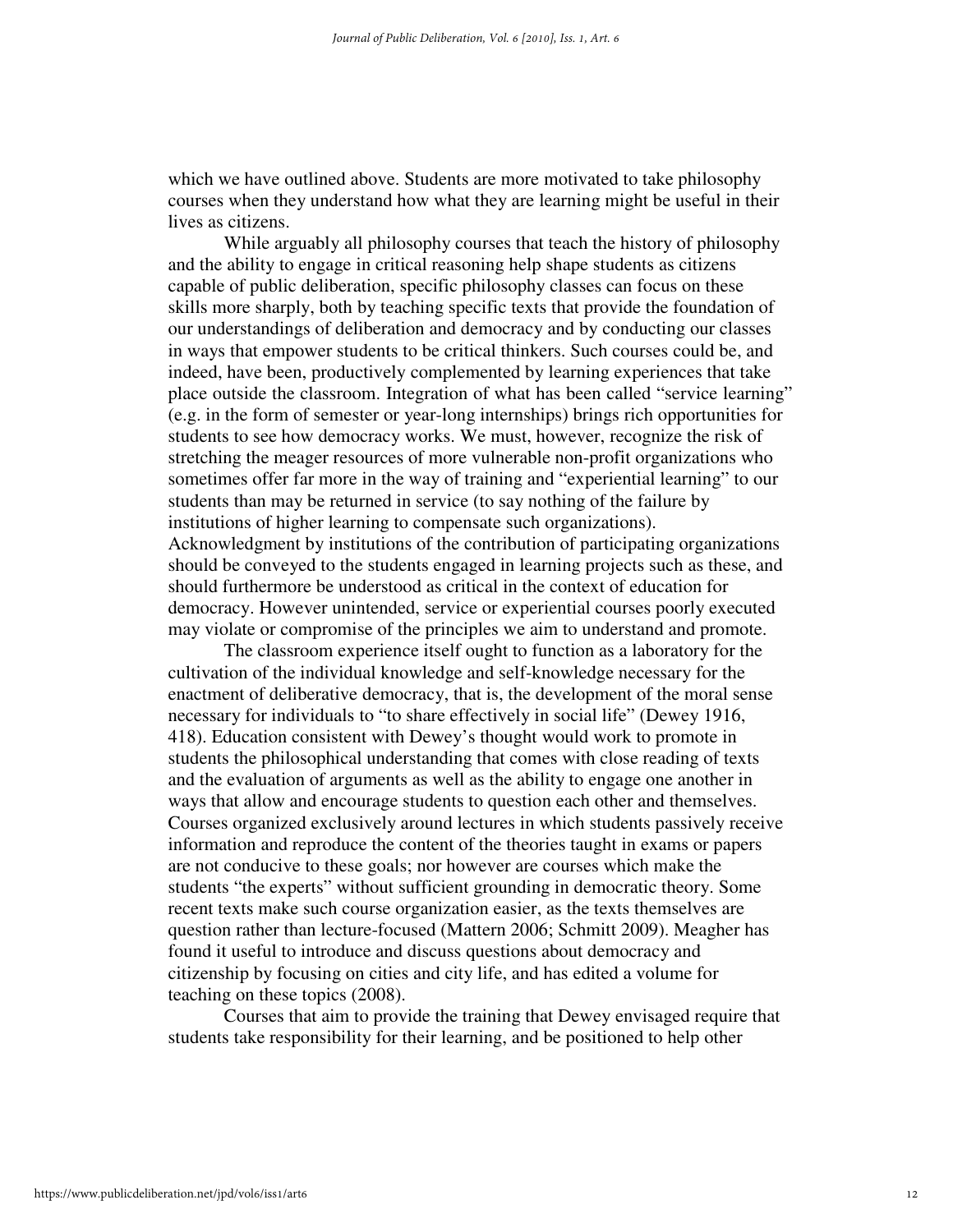which we have outlined above. Students are more motivated to take philosophy courses when they understand how what they are learning might be useful in their lives as citizens.

While arguably all philosophy courses that teach the history of philosophy and the ability to engage in critical reasoning help shape students as citizens capable of public deliberation, specific philosophy classes can focus on these skills more sharply, both by teaching specific texts that provide the foundation of our understandings of deliberation and democracy and by conducting our classes in ways that empower students to be critical thinkers. Such courses could be, and indeed, have been, productively complemented by learning experiences that take place outside the classroom. Integration of what has been called "service learning" (e.g. in the form of semester or year-long internships) brings rich opportunities for students to see how democracy works. We must, however, recognize the risk of stretching the meager resources of more vulnerable non-profit organizations who sometimes offer far more in the way of training and "experiential learning" to our students than may be returned in service (to say nothing of the failure by institutions of higher learning to compensate such organizations). Acknowledgment by institutions of the contribution of participating organizations should be conveyed to the students engaged in learning projects such as these, and should furthermore be understood as critical in the context of education for democracy. However unintended, service or experiential courses poorly executed may violate or compromise of the principles we aim to understand and promote.

The classroom experience itself ought to function as a laboratory for the cultivation of the individual knowledge and self-knowledge necessary for the enactment of deliberative democracy, that is, the development of the moral sense necessary for individuals to "to share effectively in social life" (Dewey 1916, 418). Education consistent with Dewey's thought would work to promote in students the philosophical understanding that comes with close reading of texts and the evaluation of arguments as well as the ability to engage one another in ways that allow and encourage students to question each other and themselves. Courses organized exclusively around lectures in which students passively receive information and reproduce the content of the theories taught in exams or papers are not conducive to these goals; nor however are courses which make the students "the experts" without sufficient grounding in democratic theory. Some recent texts make such course organization easier, as the texts themselves are question rather than lecture-focused (Mattern 2006; Schmitt 2009). Meagher has found it useful to introduce and discuss questions about democracy and citizenship by focusing on cities and city life, and has edited a volume for teaching on these topics (2008).

Courses that aim to provide the training that Dewey envisaged require that students take responsibility for their learning, and be positioned to help other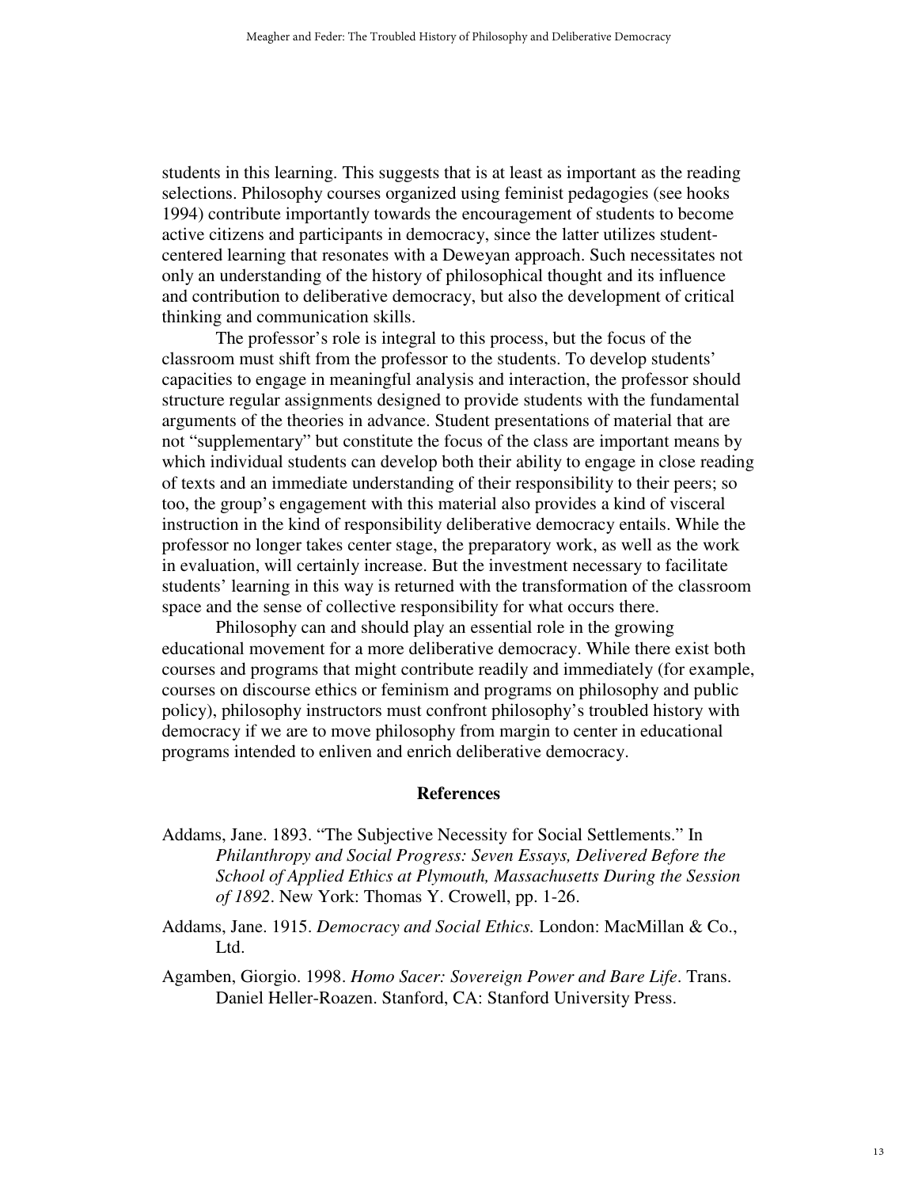students in this learning. This suggests that is at least as important as the reading selections. Philosophy courses organized using feminist pedagogies (see hooks 1994) contribute importantly towards the encouragement of students to become active citizens and participants in democracy, since the latter utilizes student-centered learning that resonates with a Deweyan approach. Such necessitates not only an understanding of the history of philosophical thought and its influence and contribution to deliberative democracy, but also the development of critical thinking and communication skills.

The professor's role is integral to this process, but the focus of the classroom must shift from the professor to the students. To develop students' capacities to engage in meaningful analysis and interaction, the professor should structure regular assignments designed to provide students with the fundamental arguments of the theories in advance. Student presentations of material that are not "supplementary" but constitute the focus of the class are important means by which individual students can develop both their ability to engage in close reading of texts and an immediate understanding of their responsibility to their peers; so too, the group's engagement with this material also provides a kind of visceral instruction in the kind of responsibility deliberative democracy entails. While the professor no longer takes center stage, the preparatory work, as well as the work in evaluation, will certainly increase. But the investment necessary to facilitate students' learning in this way is returned with the transformation of the classroom space and the sense of collective responsibility for what occurs there.

Philosophy can and should play an essential role in the growing educational movement for a more deliberative democracy. While there exist both courses and programs that might contribute readily and immediately (for example, courses on discourse ethics or feminism and programs on philosophy and public policy), philosophy instructors must confront philosophy's troubled history with democracy if we are to move philosophy from margin to center in educational programs intended to enliven and enrich deliberative democracy.

## References

Addams, Jane. 1893. "The Subjective Necessity for Social Settlements." In *Philanthropy and Social Progress: Seven Essays, Delivered Before the School of Applied Ethics at Plymouth, Massachusetts During the Session of 1892*. New York: Thomas Y. Crowell, pp. 1-26.

Addams, Jane. 1915. *Democracy and Social Ethics.* London: MacMillan & Co., Ltd.

Agamben, Giorgio. 1998. *Homo Sacer: Sovereign Power and Bare Life*. Trans. Daniel Heller-Roazen. Stanford, CA: Stanford University Press.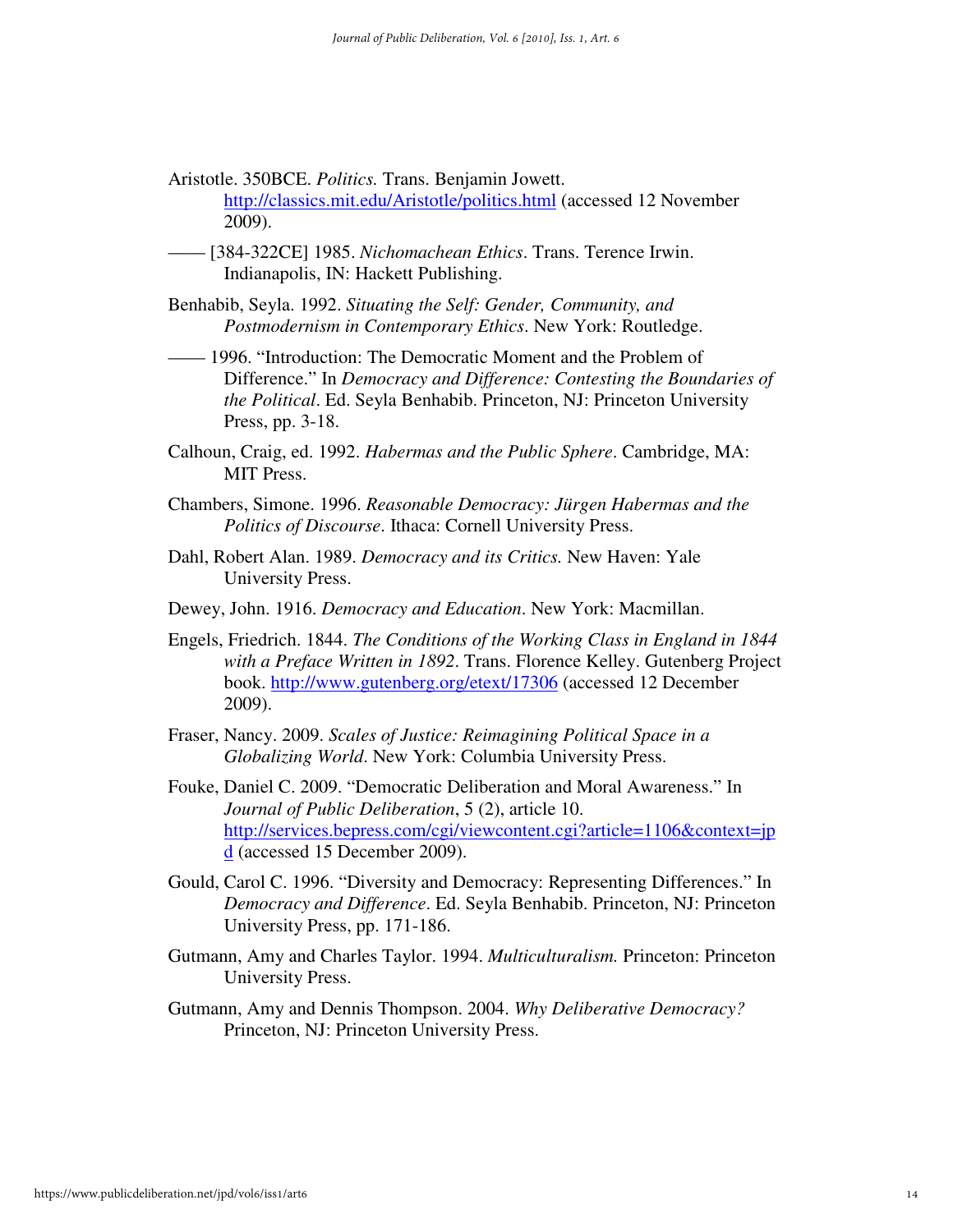Aristotle. 350BCE. *Politics.* Trans. Benjamin Jowett. http://classics.mit.edu/Aristotle/politics.html (accessed 12 November 2009).

—— [384-322CE] 1985. *Nichomachean Ethics*. Trans. Terence Irwin. Indianapolis, IN: Hackett Publishing.

Benhabib, Seyla. 1992. *Situating the Self: Gender, Community, and Postmodernism in Contemporary Ethics*. New York: Routledge.

—— 1996. "Introduction: The Democratic Moment and the Problem of Difference." In *Democracy and Difference: Contesting the Boundaries of the Political*. Ed. Seyla Benhabib. Princeton, NJ: Princeton University Press, pp. 3-18.

Calhoun, Craig, ed. 1992. *Habermas and the Public Sphere*. Cambridge, MA: MIT Press.

Chambers, Simone. 1996. *Reasonable Democracy: Jürgen Habermas and the Politics of Discourse*. Ithaca: Cornell University Press.

Dahl, Robert Alan. 1989. *Democracy and its Critics.* New Haven: Yale University Press.

Dewey, John. 1916. *Democracy and Education*. New York: Macmillan.

Engels, Friedrich. 1844. *The Conditions of the Working Class in England in 1844 with a Preface Written in 1892*. Trans. Florence Kelley. Gutenberg Project book. http://www.gutenberg.org/etext/17306 (accessed 12 December 2009).

Fraser, Nancy. 2009. *Scales of Justice: Reimagining Political Space in a Globalizing World*. New York: Columbia University Press.

Fouke, Daniel C. 2009. "Democratic Deliberation and Moral Awareness." In *Journal of Public Deliberation*, 5 (2), article 10. http://services.bepress.com/cgi/viewcontent.cgi?article=1106&context=jpd (accessed 15 December 2009).

Gould, Carol C. 1996. "Diversity and Democracy: Representing Differences." In *Democracy and Difference*. Ed. Seyla Benhabib. Princeton, NJ: Princeton University Press, pp. 171-186.

Gutmann, Amy and Charles Taylor. 1994. *Multiculturalism.* Princeton: Princeton University Press.

Gutmann, Amy and Dennis Thompson. 2004. *Why Deliberative Democracy?* Princeton, NJ: Princeton University Press.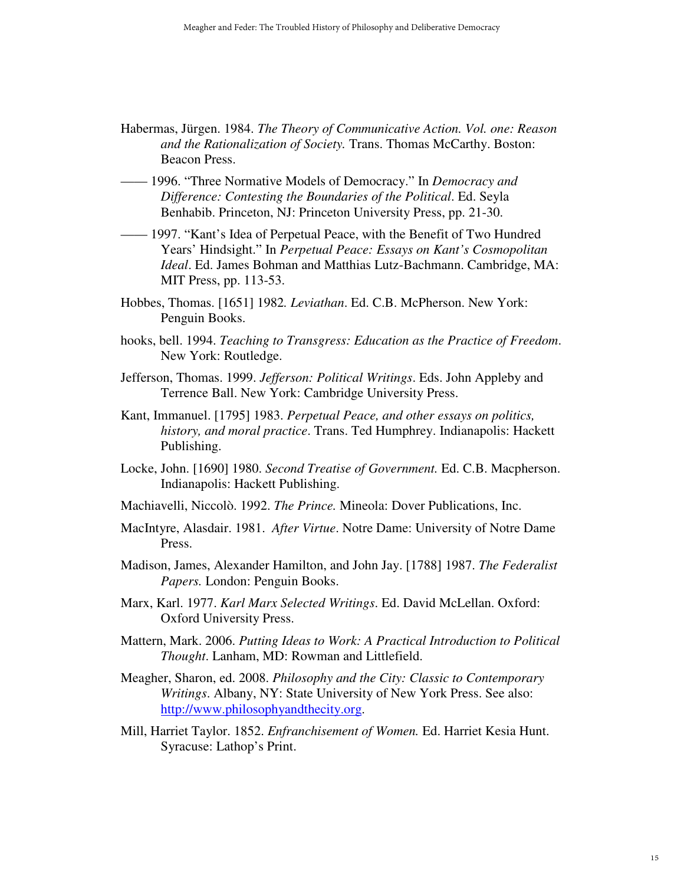Habermas, Jürgen. 1984. *The Theory of Communicative Action. Vol. one: Reason and the Rationalization of Society.* Trans. Thomas McCarthy. Boston: Beacon Press.

—— 1996. "Three Normative Models of Democracy." In *Democracy and Difference: Contesting the Boundaries of the Political*. Ed. Seyla Benhabib. Princeton, NJ: Princeton University Press, pp. 21-30.

—— 1997. "Kant's Idea of Perpetual Peace, with the Benefit of Two Hundred Years' Hindsight." In *Perpetual Peace: Essays on Kant's Cosmopolitan Ideal*. Ed. James Bohman and Matthias Lutz-Bachmann. Cambridge, MA: MIT Press, pp. 113-53.

Hobbes, Thomas. [1651] 1982*. Leviathan*. Ed. C.B. McPherson. New York: Penguin Books.

hooks, bell. 1994. *Teaching to Transgress: Education as the Practice of Freedom*. New York: Routledge.

Jefferson, Thomas. 1999. *Jefferson: Political Writings*. Eds. John Appleby and Terrence Ball. New York: Cambridge University Press.

Kant, Immanuel. [1795] 1983. *Perpetual Peace, and other essays on politics, history, and moral practice*. Trans. Ted Humphrey. Indianapolis: Hackett Publishing.

Locke, John. [1690] 1980. *Second Treatise of Government.* Ed. C.B. Macpherson. Indianapolis: Hackett Publishing.

Machiavelli, Niccolò. 1992. *The Prince.* Mineola: Dover Publications, Inc.

MacIntyre, Alasdair. 1981. *After Virtue*. Notre Dame: University of Notre Dame Press.

Madison, James, Alexander Hamilton, and John Jay. [1788] 1987. *The Federalist Papers.* London: Penguin Books.

Marx, Karl. 1977. *Karl Marx Selected Writings*. Ed. David McLellan. Oxford: Oxford University Press.

Mattern, Mark. 2006. *Putting Ideas to Work: A Practical Introduction to Political Thought*. Lanham, MD: Rowman and Littlefield.

Meagher, Sharon, ed. 2008. *Philosophy and the City: Classic to Contemporary Writings*. Albany, NY: State University of New York Press. See also: http://www.philosophyandthecity.org.

Mill, Harriet Taylor. 1852. *Enfranchisement of Women.* Ed. Harriet Kesia Hunt. Syracuse: Lathop's Print.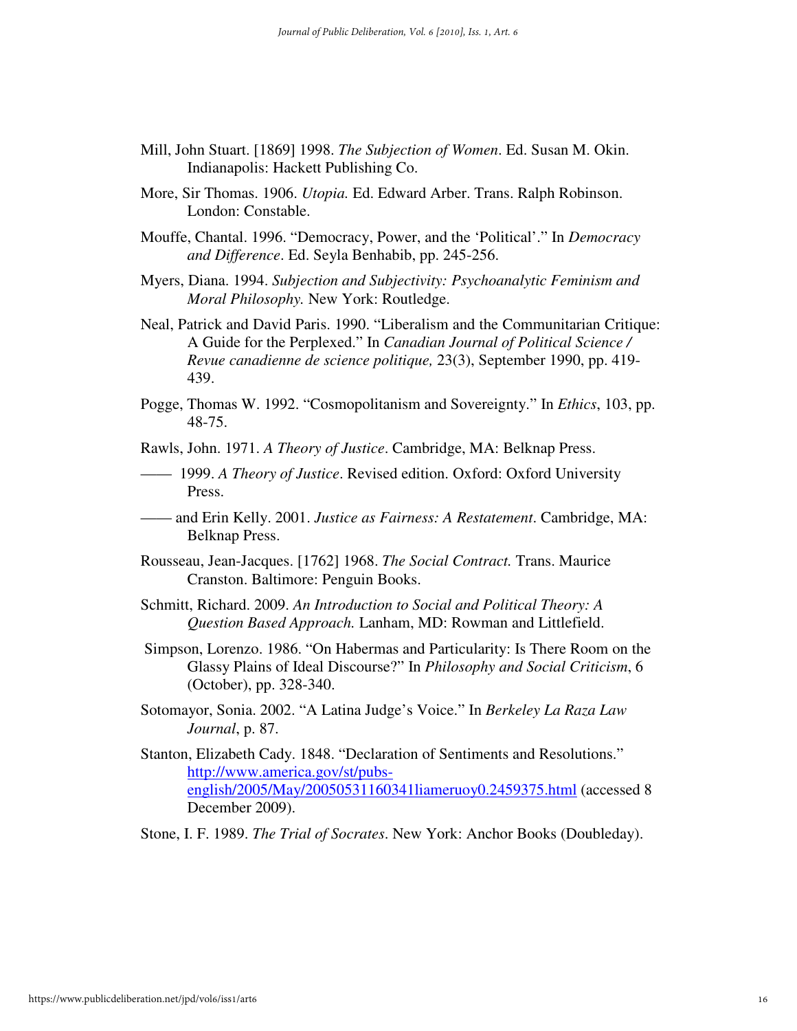Mill, John Stuart. [1869] 1998. *The Subjection of Women*. Ed. Susan M. Okin. Indianapolis: Hackett Publishing Co.

More, Sir Thomas. 1906. *Utopia.* Ed. Edward Arber. Trans. Ralph Robinson. London: Constable.

Mouffe, Chantal. 1996. "Democracy, Power, and the 'Political'." In *Democracy and Difference*. Ed. Seyla Benhabib, pp. 245-256.

Myers, Diana. 1994. *Subjection and Subjectivity: Psychoanalytic Feminism and Moral Philosophy.* New York: Routledge.

Neal, Patrick and David Paris. 1990. "Liberalism and the Communitarian Critique: A Guide for the Perplexed." In *Canadian Journal of Political Science / Revue canadienne de science politique,* 23(3), September 1990, pp. 419-439.

Pogge, Thomas W. 1992. "Cosmopolitanism and Sovereignty." In *Ethics*, 103, pp. 48-75.

Rawls, John. 1971. *A Theory of Justice*. Cambridge, MA: Belknap Press.

—— 1999. *A Theory of Justice*. Revised edition. Oxford: Oxford University Press.

—— and Erin Kelly. 2001. *Justice as Fairness: A Restatement*. Cambridge, MA: Belknap Press.

Rousseau, Jean-Jacques. [1762] 1968. *The Social Contract.* Trans. Maurice Cranston. Baltimore: Penguin Books.

Schmitt, Richard. 2009. *An Introduction to Social and Political Theory: A Question Based Approach.* Lanham, MD: Rowman and Littlefield.

Simpson, Lorenzo. 1986. "On Habermas and Particularity: Is There Room on the Glassy Plains of Ideal Discourse?" In *Philosophy and Social Criticism*, 6 (October), pp. 328-340.

Sotomayor, Sonia. 2002. "A Latina Judge's Voice." In *Berkeley La Raza Law Journal*, p. 87.

Stanton, Elizabeth Cady. 1848. "Declaration of Sentiments and Resolutions." http://www.america.gov/st/pubs-english/2005/May/20050531160341liameruoy0.2459375.html (accessed 8 December 2009).

Stone, I. F. 1989. *The Trial of Socrates*. New York: Anchor Books (Doubleday).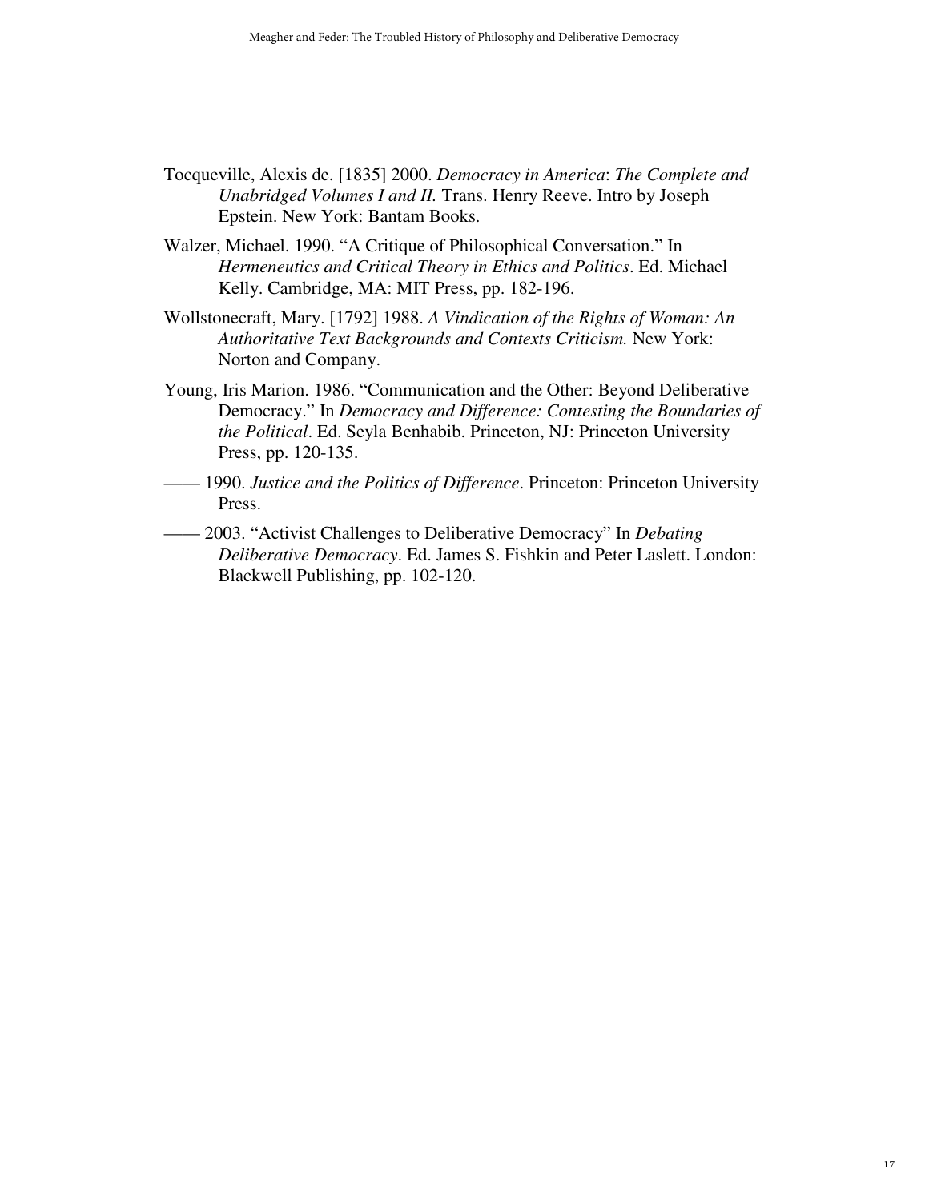Tocqueville, Alexis de. [1835] 2000. *Democracy in America*: *The Complete and Unabridged Volumes I and II.* Trans. Henry Reeve. Intro by Joseph Epstein. New York: Bantam Books.

Walzer, Michael. 1990. "A Critique of Philosophical Conversation." In *Hermeneutics and Critical Theory in Ethics and Politics*. Ed. Michael Kelly. Cambridge, MA: MIT Press, pp. 182-196.

Wollstonecraft, Mary. [1792] 1988. *A Vindication of the Rights of Woman: An Authoritative Text Backgrounds and Contexts Criticism.* New York: Norton and Company.

Young, Iris Marion. 1986. "Communication and the Other: Beyond Deliberative Democracy." In *Democracy and Difference: Contesting the Boundaries of the Political*. Ed. Seyla Benhabib. Princeton, NJ: Princeton University Press, pp. 120-135.

—— 1990. *Justice and the Politics of Difference*. Princeton: Princeton University Press.

—— 2003. "Activist Challenges to Deliberative Democracy" In *Debating Deliberative Democracy*. Ed. James S. Fishkin and Peter Laslett. London: Blackwell Publishing, pp. 102-120.